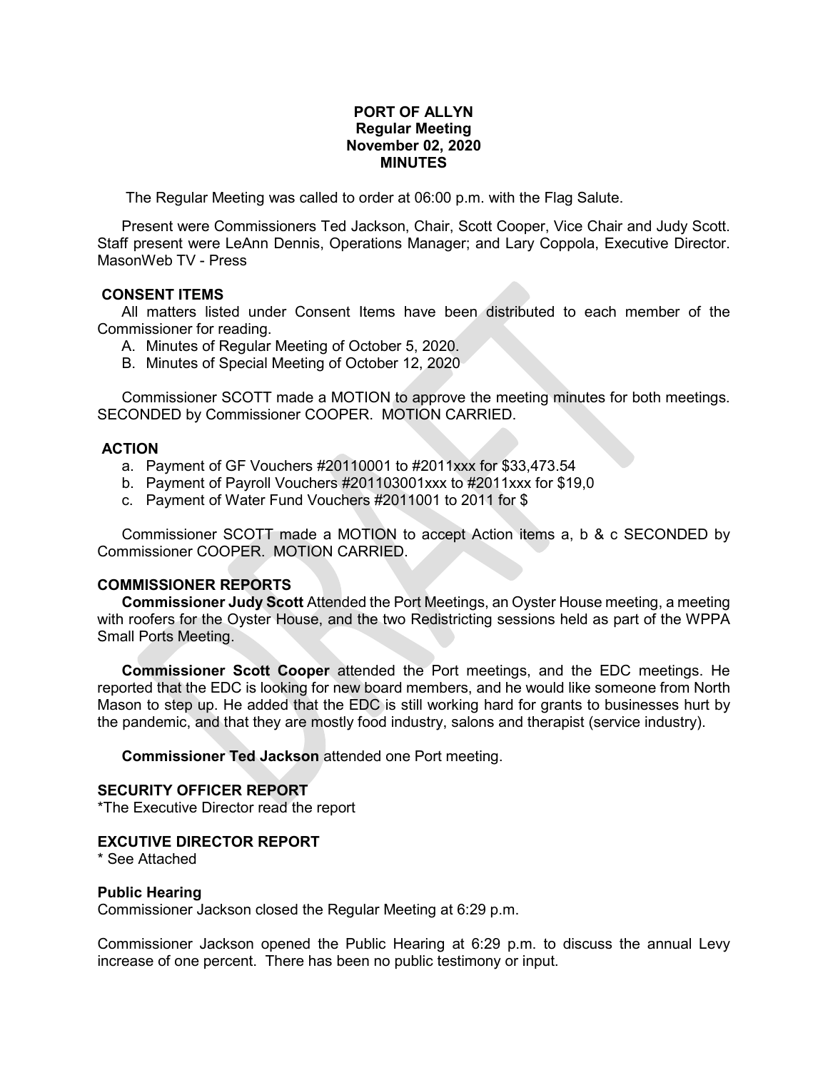**PORT OF ALLYN**
**Regular Meeting**
**November 02, 2020**
**MINUTES**

The Regular Meeting was called to order at 06:00 p.m. with the Flag Salute.

Present were Commissioners Ted Jackson, Chair, Scott Cooper, Vice Chair and Judy Scott. Staff present were LeAnn Dennis, Operations Manager; and Lary Coppola, Executive Director. MasonWeb TV - Press

## CONSENT ITEMS

All matters listed under Consent Items have been distributed to each member of the Commissioner for reading.

A. Minutes of Regular Meeting of October 5, 2020.
B. Minutes of Special Meeting of October 12, 2020

Commissioner SCOTT made a MOTION to approve the meeting minutes for both meetings. SECONDED by Commissioner COOPER. MOTION CARRIED.

## ACTION

a. Payment of GF Vouchers #20110001 to #2011xxx for $33,473.54
b. Payment of Payroll Vouchers #201103001xxx to #2011xxx for $19,0
c. Payment of Water Fund Vouchers #2011001 to 2011 for $

Commissioner SCOTT made a MOTION to accept Action items a, b & c SECONDED by Commissioner COOPER. MOTION CARRIED.

## COMMISSIONER REPORTS

**Commissioner Judy Scott** Attended the Port Meetings, an Oyster House meeting, a meeting with roofers for the Oyster House, and the two Redistricting sessions held as part of the WPPA Small Ports Meeting.

**Commissioner Scott Cooper** attended the Port meetings, and the EDC meetings. He reported that the EDC is looking for new board members, and he would like someone from North Mason to step up. He added that the EDC is still working hard for grants to businesses hurt by the pandemic, and that they are mostly food industry, salons and therapist (service industry).

**Commissioner Ted Jackson** attended one Port meeting.

## SECURITY OFFICER REPORT

*The Executive Director read the report

## EXCUTIVE DIRECTOR REPORT

* See Attached

### Public Hearing

Commissioner Jackson closed the Regular Meeting at 6:29 p.m.

Commissioner Jackson opened the Public Hearing at 6:29 p.m. to discuss the annual Levy increase of one percent. There has been no public testimony or input.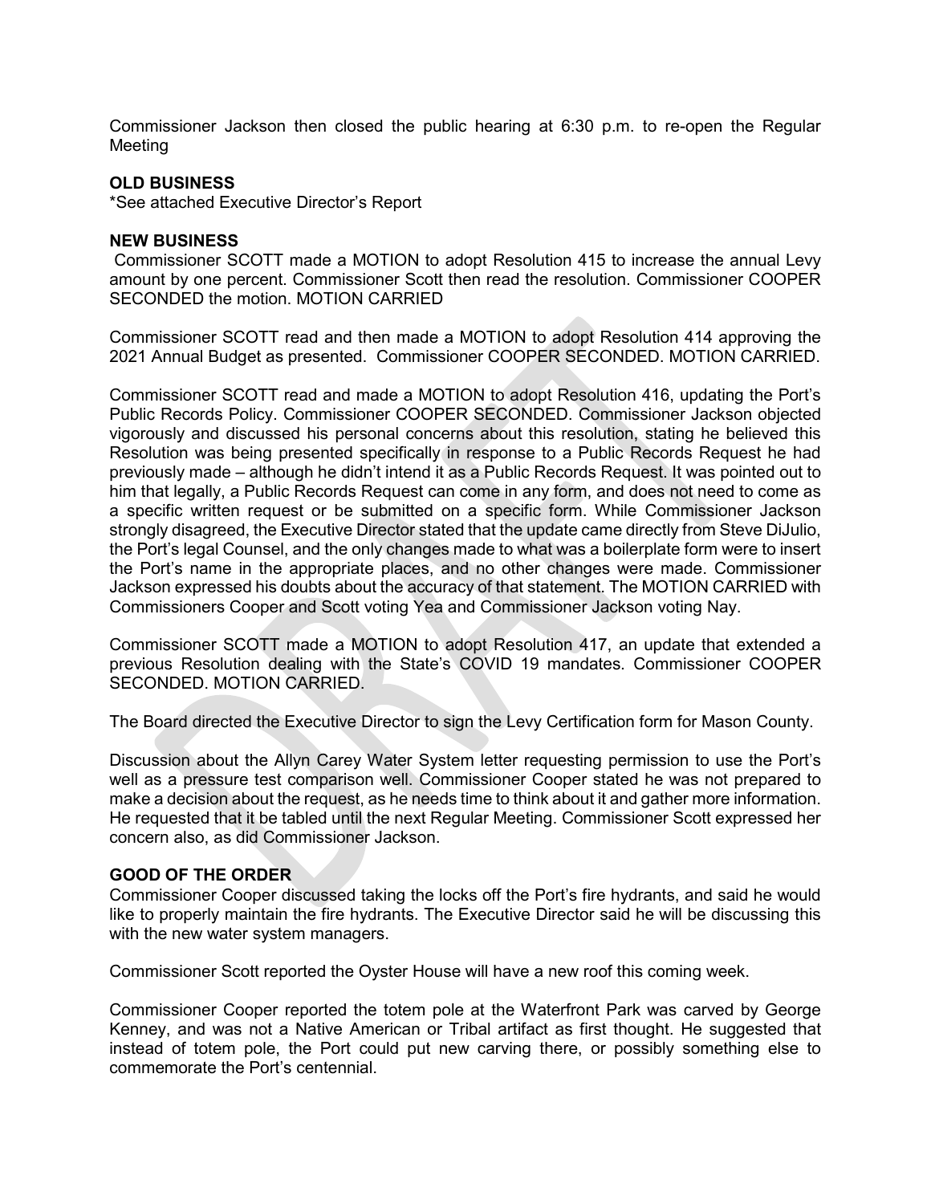Commissioner Jackson then closed the public hearing at 6:30 p.m. to re-open the Regular Meeting

**OLD BUSINESS**

*See attached Executive Director's Report

**NEW BUSINESS**

Commissioner SCOTT made a MOTION to adopt Resolution 415 to increase the annual Levy amount by one percent. Commissioner Scott then read the resolution. Commissioner COOPER SECONDED the motion. MOTION CARRIED

Commissioner SCOTT read and then made a MOTION to adopt Resolution 414 approving the 2021 Annual Budget as presented. Commissioner COOPER SECONDED. MOTION CARRIED.

Commissioner SCOTT read and made a MOTION to adopt Resolution 416, updating the Port's Public Records Policy. Commissioner COOPER SECONDED. Commissioner Jackson objected vigorously and discussed his personal concerns about this resolution, stating he believed this Resolution was being presented specifically in response to a Public Records Request he had previously made – although he didn't intend it as a Public Records Request. It was pointed out to him that legally, a Public Records Request can come in any form, and does not need to come as a specific written request or be submitted on a specific form. While Commissioner Jackson strongly disagreed, the Executive Director stated that the update came directly from Steve DiJulio, the Port's legal Counsel, and the only changes made to what was a boilerplate form were to insert the Port's name in the appropriate places, and no other changes were made. Commissioner Jackson expressed his doubts about the accuracy of that statement. The MOTION CARRIED with Commissioners Cooper and Scott voting Yea and Commissioner Jackson voting Nay.

Commissioner SCOTT made a MOTION to adopt Resolution 417, an update that extended a previous Resolution dealing with the State's COVID 19 mandates. Commissioner COOPER SECONDED. MOTION CARRIED.

The Board directed the Executive Director to sign the Levy Certification form for Mason County.

Discussion about the Allyn Carey Water System letter requesting permission to use the Port's well as a pressure test comparison well. Commissioner Cooper stated he was not prepared to make a decision about the request, as he needs time to think about it and gather more information. He requested that it be tabled until the next Regular Meeting. Commissioner Scott expressed her concern also, as did Commissioner Jackson.

**GOOD OF THE ORDER**

Commissioner Cooper discussed taking the locks off the Port's fire hydrants, and said he would like to properly maintain the fire hydrants. The Executive Director said he will be discussing this with the new water system managers.

Commissioner Scott reported the Oyster House will have a new roof this coming week.

Commissioner Cooper reported the totem pole at the Waterfront Park was carved by George Kenney, and was not a Native American or Tribal artifact as first thought. He suggested that instead of totem pole, the Port could put new carving there, or possibly something else to commemorate the Port's centennial.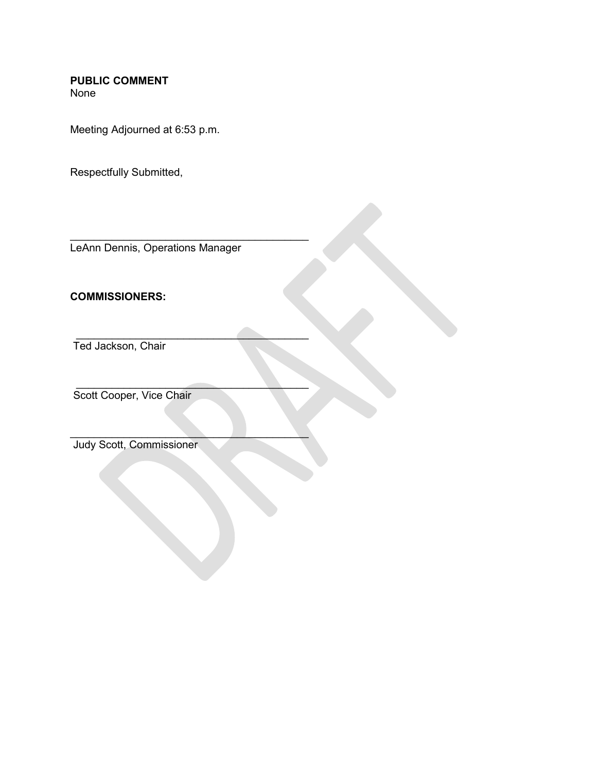**PUBLIC COMMENT**
None

Meeting Adjourned at 6:53 p.m.

Respectfully Submitted,

_______________________________________
LeAnn Dennis, Operations Manager

**COMMISSIONERS:**

_______________________________________
Ted Jackson, Chair

_______________________________________
Scott Cooper, Vice Chair

_______________________________________
Judy Scott, Commissioner